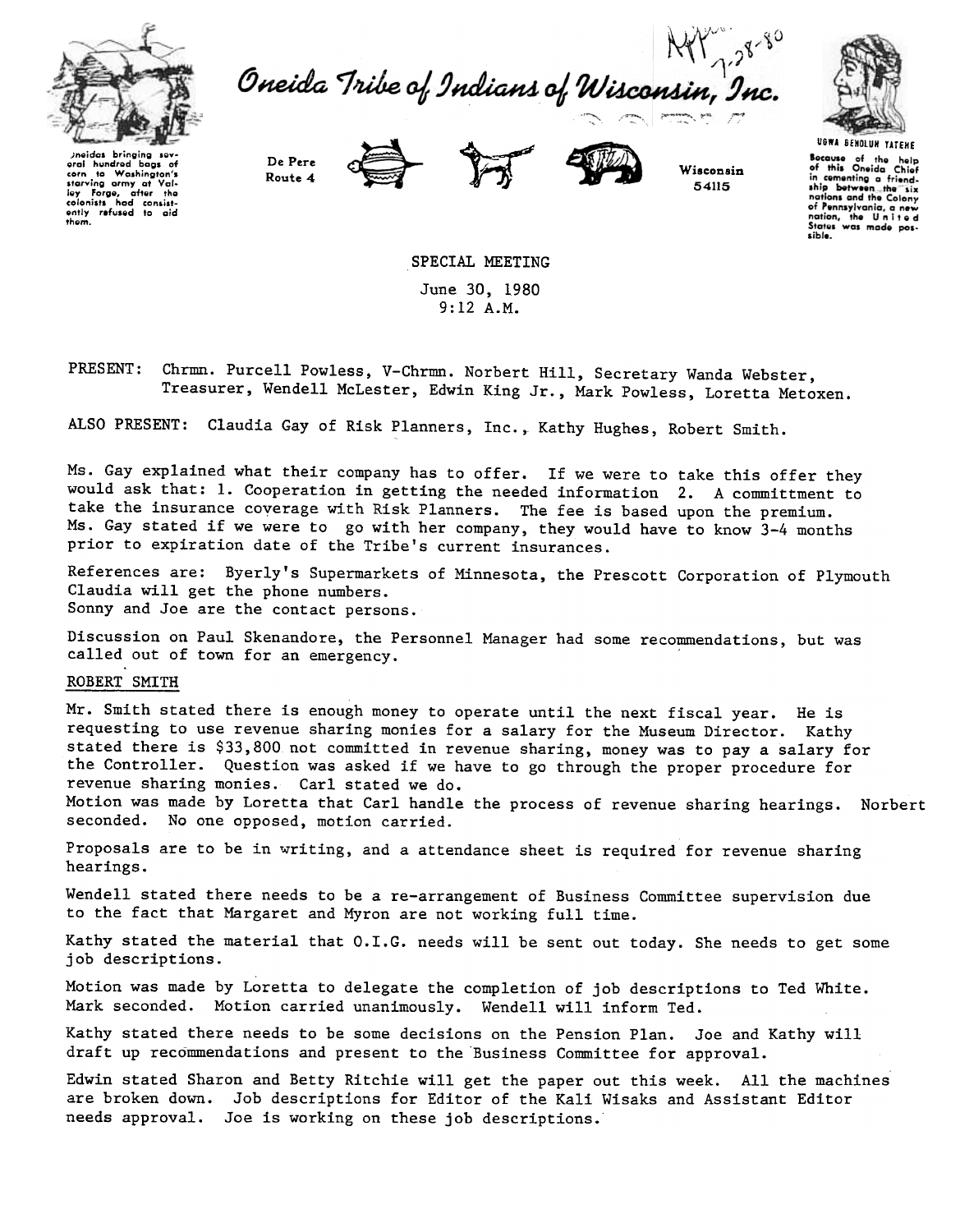Oneida Tribe of Indians of Wisconsin, Inc.

Appr. 7-28-80

Oneidas bringing several hundred bags of corn to Washington's starving army at Valley Forge, after the colonists had consistently refused to aid them.

De Pere Route 4

Wisconsin 54115

UGWA DEHOLUH YATEHE
Because of the help of this Oneida Chief in cementing a friendship between the six nations and the Colony of Pennsylvania, a new nation, the United States was made possible.

SPECIAL MEETING

June 30, 1980
9:12 A.M.

PRESENT: Chrmn. Purcell Powless, V-Chrmn. Norbert Hill, Secretary Wanda Webster, Treasurer, Wendell McLester, Edwin King Jr., Mark Powless, Loretta Metoxen.

ALSO PRESENT: Claudia Gay of Risk Planners, Inc., Kathy Hughes, Robert Smith.

Ms. Gay explained what their company has to offer. If we were to take this offer they would ask that: 1. Cooperation in getting the needed information 2. A committment to take the insurance coverage with Risk Planners. The fee is based upon the premium. Ms. Gay stated if we were to go with her company, they would have to know 3-4 months prior to expiration date of the Tribe's current insurances.

References are: Byerly's Supermarkets of Minnesota, the Prescott Corporation of Plymouth Claudia will get the phone numbers.
Sonny and Joe are the contact persons.

Discussion on Paul Skenandore, the Personnel Manager had some recommendations, but was called out of town for an emergency.

ROBERT SMITH

Mr. Smith stated there is enough money to operate until the next fiscal year. He is requesting to use revenue sharing monies for a salary for the Museum Director. Kathy stated there is $33,800 not committed in revenue sharing, money was to pay a salary for the Controller. Question was asked if we have to go through the proper procedure for revenue sharing monies. Carl stated we do.
Motion was made by Loretta that Carl handle the process of revenue sharing hearings. Norbert seconded. No one opposed, motion carried.

Proposals are to be in writing, and a attendance sheet is required for revenue sharing hearings.

Wendell stated there needs to be a re-arrangement of Business Committee supervision due to the fact that Margaret and Myron are not working full time.

Kathy stated the material that O.I.G. needs will be sent out today. She needs to get some job descriptions.

Motion was made by Loretta to delegate the completion of job descriptions to Ted White. Mark seconded. Motion carried unanimously. Wendell will inform Ted.

Kathy stated there needs to be some decisions on the Pension Plan. Joe and Kathy will draft up recommendations and present to the Business Committee for approval.

Edwin stated Sharon and Betty Ritchie will get the paper out this week. All the machines are broken down. Job descriptions for Editor of the Kali Wisaks and Assistant Editor needs approval. Joe is working on these job descriptions.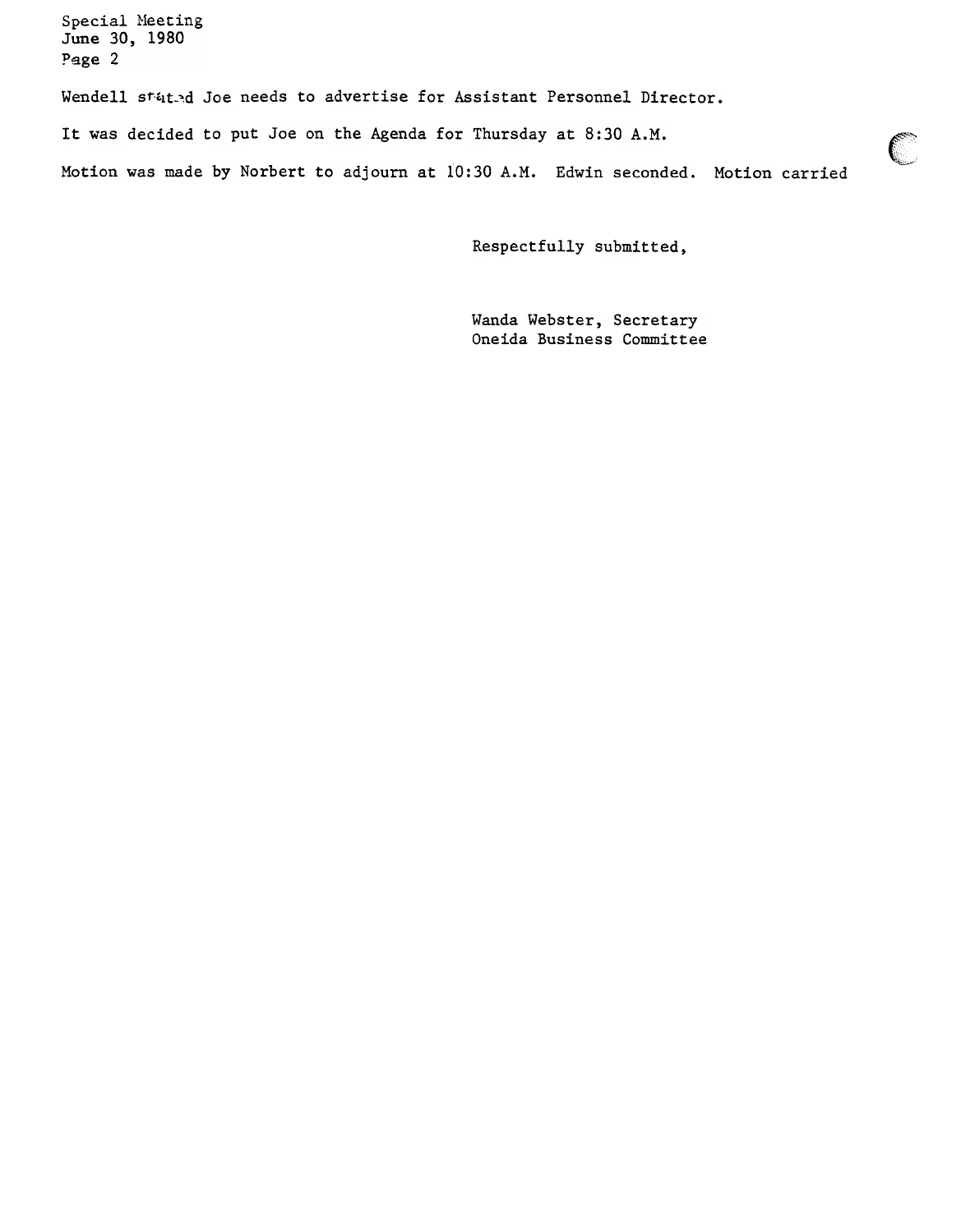Wendell stated Joe needs to advertise for Assistant Personnel Director.

It was decided to put Joe on the Agenda for Thursday at 8:30 A.M.

Motion was made by Norbert to adjourn at 10:30 A.M. Edwin seconded. Motion carried

Respectfully submitted,

Wanda Webster, Secretary
Oneida Business Committee